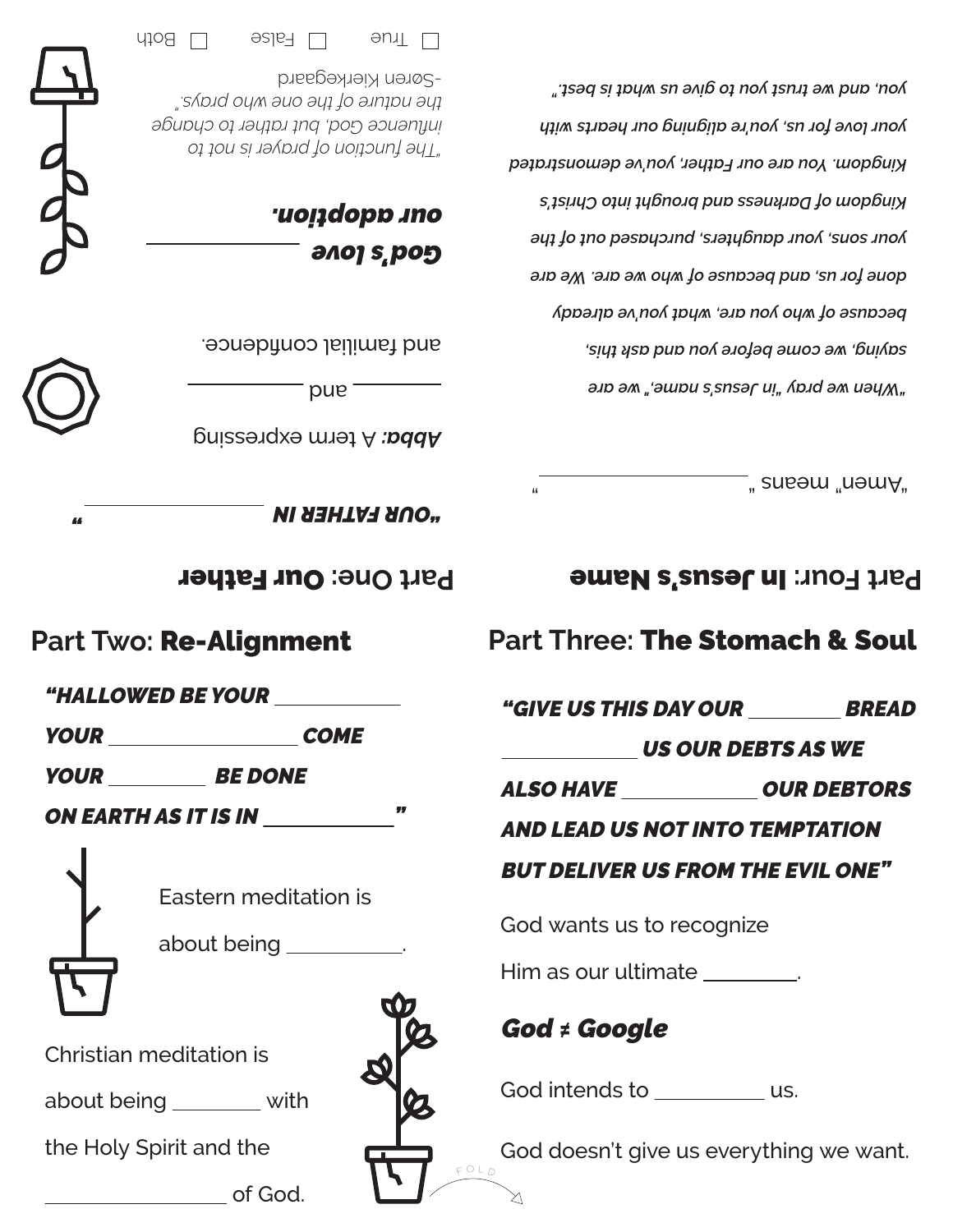## Part One: **Our Father**

***"OUR FATHER IN ______________"***

***Abba:*** A term expressing ________ and ________ and familial confidence.

***God's love ____________ our adoption.***

*"The function of prayer is not to influence God, but rather to change the nature of the one who prays."*
-Søren Kierkegaard

☐ True ☐ False ☐ Both

## Part Two: **Re-Alignment**

***"HALLOWED BE YOUR ____________***

***YOUR ________________ COME***

***YOUR __________ BE DONE***

***ON EARTH AS IT IS IN ____________"***

Eastern meditation is about being __________.

Christian meditation is about being ________ with the Holy Spirit and the ________________ of God.

## Part Three: **The Stomach & Soul**

***"GIVE US THIS DAY OUR ________ BREAD***

***____________ US OUR DEBTS AS WE***

***ALSO HAVE ____________ OUR DEBTORS***

***AND LEAD US NOT INTO TEMPTATION***

***BUT DELIVER US FROM THE EVIL ONE"***

God wants us to recognize Him as our ultimate ________.

***God ≠ Google***

God intends to __________ us.

God doesn't give us everything we want.

## Part Four: **In Jesus's Name**

"Amen" means "________________"

*"When we pray "in Jesus's name," we are saying, we come before you and ask this, because of who you are, what you've already done for us, and because of who we are. We are your sons, your daughters, purchased out of the Kingdom of Darkness and brought into Christ's Kingdom. You are our Father, you've demonstrated your love for us, you're aligning our hearts with you, and we trust you to give us what is best."*

FOLD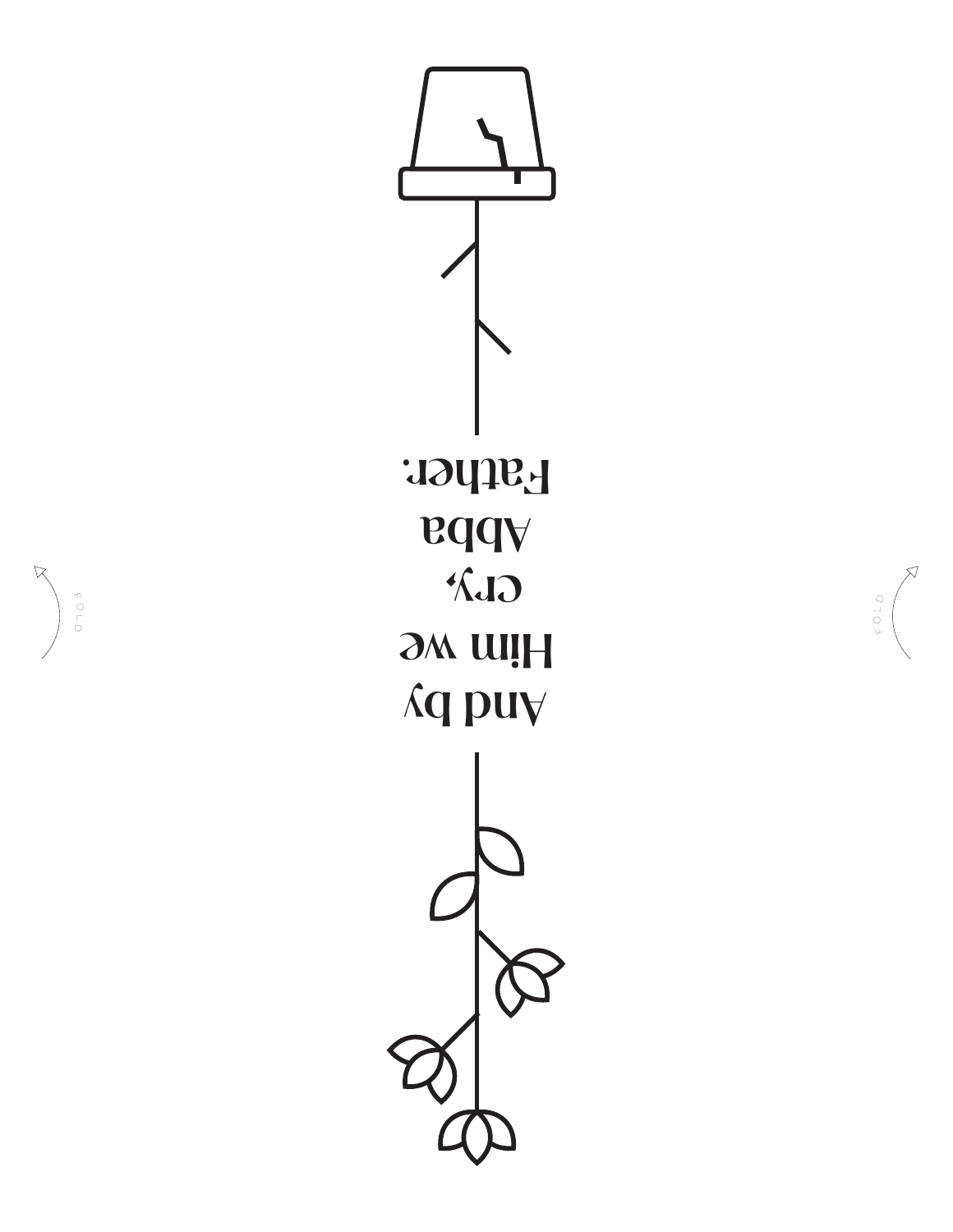And by
Him we
cry,
Abba
Father.

FOLD

FOLD